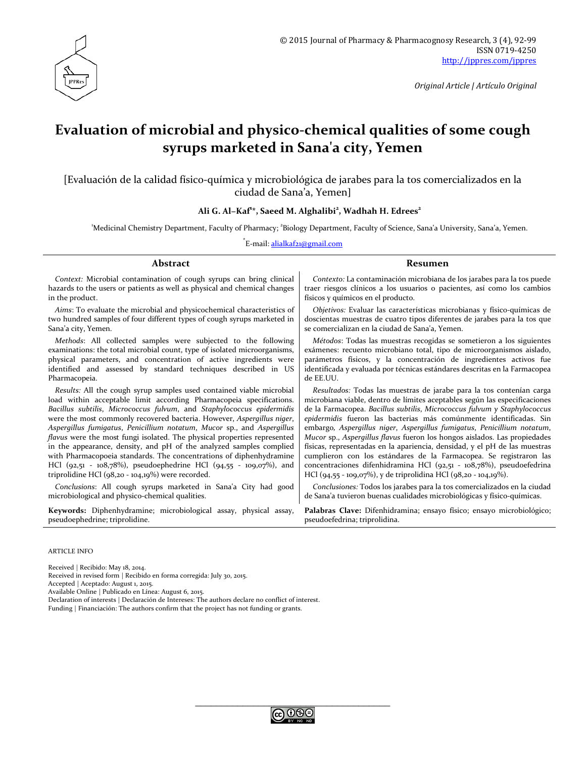Original Article | Artículo Original

# Evaluation of microbial and physico-chemical qualities of some cough syrups marketed in Sana'a city, Yemen

[Evaluación de la calidad físico-química y microbiológica de jarabes para la tos comercializados en la ciudad de Sana'a, Yemen]

**Ali G. Al–Kaf[1]*, Saeed M. Alghalibi[2], Wadhah H. Edrees[2]**

[1]Medicinal Chemistry Department, Faculty of Pharmacy; [2]Biology Department, Faculty of Science, Sana'a University, Sana'a, Yemen.

*E-mail: alialkaf21@gmail.com

## Abstract

*Context:* Microbial contamination of cough syrups can bring clinical hazards to the users or patients as well as physical and chemical changes in the product.

*Aims*: To evaluate the microbial and physicochemical characteristics of two hundred samples of four different types of cough syrups marketed in Sana'a city, Yemen.

*Methods*: All collected samples were subjected to the following examinations: the total microbial count, type of isolated microorganisms, physical parameters, and concentration of active ingredients were identified and assessed by standard techniques described in US Pharmacopeia.

*Results:* All the cough syrup samples used contained viable microbial load within acceptable limit according Pharmacopeia specifications. *Bacillus subtilis*, *Micrococcus fulvum*, and *Staphylococcus epidermidis* were the most commonly recovered bacteria. However, *Aspergillus niger*, *Aspergillus fumigatus*, *Penicillium notatum*, *Mucor* sp., and *Aspergillus flavus* were the most fungi isolated. The physical properties represented in the appearance, density, and pH of the analyzed samples complied with Pharmacopoeia standards. The concentrations of diphenhydramine HCl (92,51 - 108,78%), pseudoephedrine HCl (94,55 - 109,07%), and triprolidine HCl (98,20 - 104,19%) were recorded.

*Conclusions*: All cough syrups marketed in Sana'a City had good microbiological and physico-chemical qualities.

**Keywords:** Diphenhydramine; microbiological assay, physical assay, pseudoephedrine; triprolidine.

## Resumen

*Contexto:* La contaminación microbiana de los jarabes para la tos puede traer riesgos clínicos a los usuarios o pacientes, así como los cambios físicos y químicos en el producto.

*Objetivos:* Evaluar las características microbianas y físico-químicas de doscientas muestras de cuatro tipos diferentes de jarabes para la tos que se comercializan en la ciudad de Sana'a, Yemen.

*Métodos*: Todas las muestras recogidas se sometieron a los siguientes exámenes: recuento microbiano total, tipo de microorganismos aislado, parámetros físicos, y la concentración de ingredientes activos fue identificada y evaluada por técnicas estándares descritas en la Farmacopea de EE.UU.

*Resultados:* Todas las muestras de jarabe para la tos contenían carga microbiana viable, dentro de límites aceptables según las especificaciones de la Farmacopea. *Bacillus subtilis*, *Micrococcus fulvum* y *Staphylococcus epidermidis* fueron las bacterias más comúnmente identificadas. Sin embargo, *Aspergillus niger*, *Aspergillus fumigatus*, *Penicillium notatum*, *Mucor* sp., *Aspergillus flavus* fueron los hongos aislados. Las propiedades físicas, representadas en la apariencia, densidad, y el pH de las muestras cumplieron con los estándares de la Farmacopea. Se registraron las concentraciones difenhidramina HCl (92,51 - 108,78%), pseudoefedrina HCl (94,55 - 109,07%), y de triprolidina HCl (98,20 - 104,19%).

*Conclusiones:* Todos los jarabes para la tos comercializados en la ciudad de Sana'a tuvieron buenas cualidades microbiológicas y físico-químicas.

**Palabras Clave:** Difenhidramina; ensayo físico; ensayo microbiológico; pseudoefedrina; triprolidina.

ARTICLE INFO

Received | Recibido: May 18, 2014.
Received in revised form | Recibido en forma corregida: July 30, 2015.
Accepted | Aceptado: August 1, 2015.
Available Online | Publicado en Línea: August 6, 2015.
Declaration of interests | Declaración de Intereses: The authors declare no conflict of interest.
Funding | Financiación: The authors confirm that the project has not funding or grants.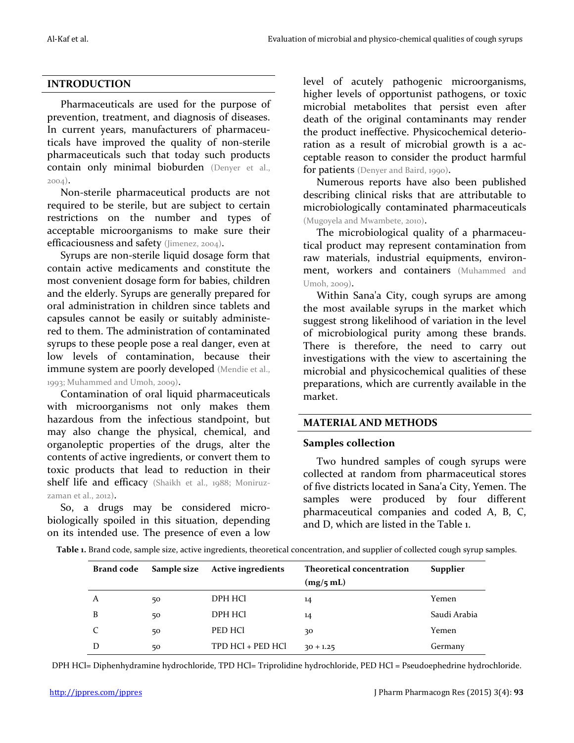## INTRODUCTION

Pharmaceuticals are used for the purpose of prevention, treatment, and diagnosis of diseases. In current years, manufacturers of pharmaceuticals have improved the quality of non-sterile pharmaceuticals such that today such products contain only minimal bioburden (Denyer et al., 2004).

Non-sterile pharmaceutical products are not required to be sterile, but are subject to certain restrictions on the number and types of acceptable microorganisms to make sure their efficaciousness and safety (Jimenez, 2004).

Syrups are non-sterile liquid dosage form that contain active medicaments and constitute the most convenient dosage form for babies, children and the elderly. Syrups are generally prepared for oral administration in children since tablets and capsules cannot be easily or suitably administered to them. The administration of contaminated syrups to these people pose a real danger, even at low levels of contamination, because their immune system are poorly developed (Mendie et al., 1993; Muhammed and Umoh, 2009).

Contamination of oral liquid pharmaceuticals with microorganisms not only makes them hazardous from the infectious standpoint, but may also change the physical, chemical, and organoleptic properties of the drugs, alter the contents of active ingredients, or convert them to toxic products that lead to reduction in their shelf life and efficacy (Shaikh et al., 1988; Moniruzzaman et al., 2012).

So, a drugs may be considered microbiologically spoiled in this situation, depending on its intended use. The presence of even a low level of acutely pathogenic microorganisms, higher levels of opportunist pathogens, or toxic microbial metabolites that persist even after death of the original contaminants may render the product ineffective. Physicochemical deterioration as a result of microbial growth is a acceptable reason to consider the product harmful for patients (Denyer and Baird, 1990).

Numerous reports have also been published describing clinical risks that are attributable to microbiologically contaminated pharmaceuticals (Mugoyela and Mwambete, 2010).

The microbiological quality of a pharmaceutical product may represent contamination from raw materials, industrial equipments, environment, workers and containers (Muhammed and Umoh, 2009).

Within Sana'a City, cough syrups are among the most available syrups in the market which suggest strong likelihood of variation in the level of microbiological purity among these brands. There is therefore, the need to carry out investigations with the view to ascertaining the microbial and physicochemical qualities of these preparations, which are currently available in the market.

## MATERIAL AND METHODS

### Samples collection

Two hundred samples of cough syrups were collected at random from pharmaceutical stores of five districts located in Sana'a City, Yemen. The samples were produced by four different pharmaceutical companies and coded A, B, C, and D, which are listed in the Table 1.

**Table 1.** Brand code, sample size, active ingredients, theoretical concentration, and supplier of collected cough syrup samples.

| Brand code | Sample size | Active ingredients | Theoretical concentration (mg/5 mL) | Supplier |
|---|---|---|---|---|
| A | 50 | DPH HCl | 14 | Yemen |
| B | 50 | DPH HCl | 14 | Saudi Arabia |
| C | 50 | PED HCl | 30 | Yemen |
| D | 50 | TPD HCl + PED HCl | 30 + 1.25 | Germany |

DPH HCl= Diphenhydramine hydrochloride, TPD HCl= Triprolidine hydrochloride, PED HCl = Pseudoephedrine hydrochloride.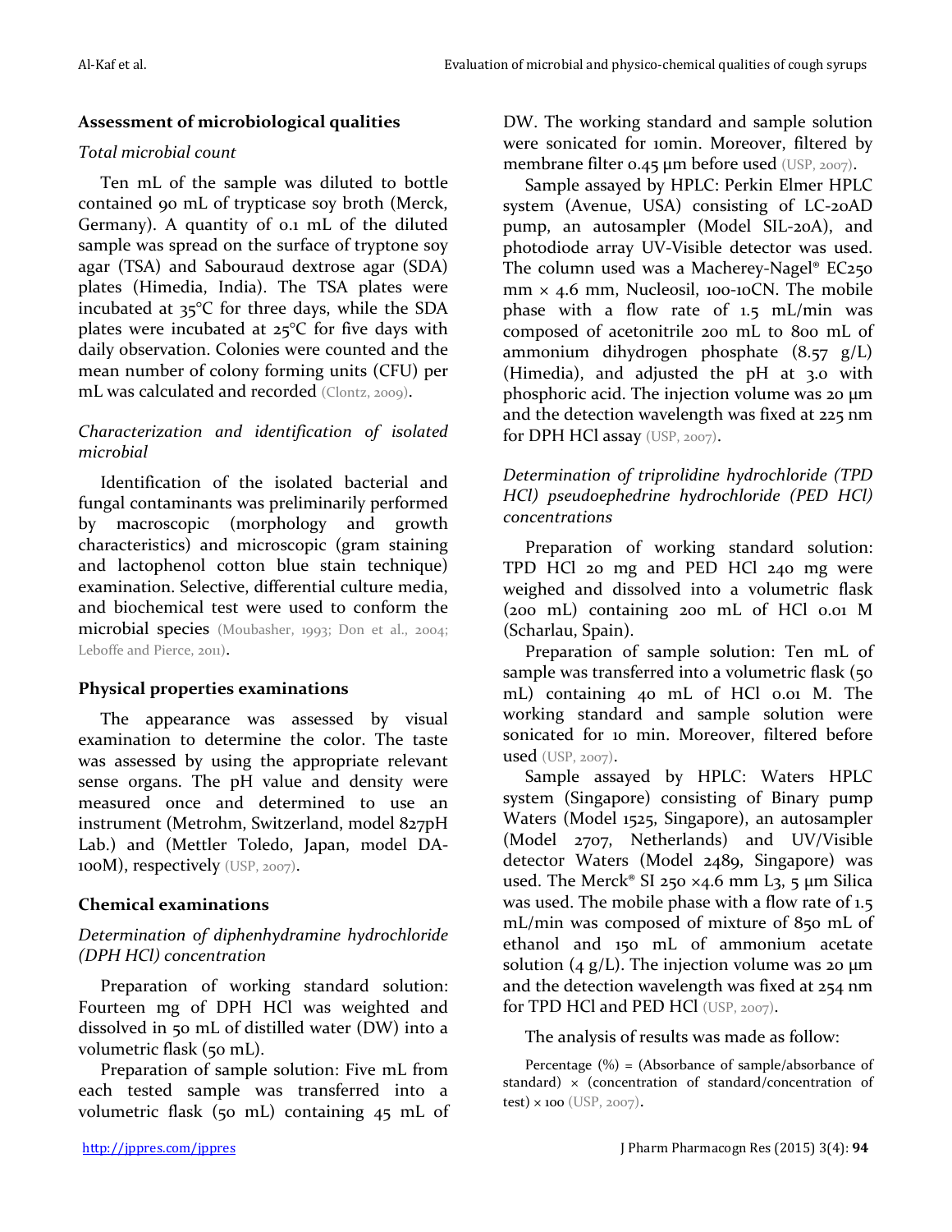## Assessment of microbiological qualities

*Total microbial count*

Ten mL of the sample was diluted to bottle contained 90 mL of trypticase soy broth (Merck, Germany). A quantity of 0.1 mL of the diluted sample was spread on the surface of tryptone soy agar (TSA) and Sabouraud dextrose agar (SDA) plates (Himedia, India). The TSA plates were incubated at 35°C for three days, while the SDA plates were incubated at 25°C for five days with daily observation. Colonies were counted and the mean number of colony forming units (CFU) per mL was calculated and recorded (Clontz, 2009).

*Characterization and identification of isolated microbial*

Identification of the isolated bacterial and fungal contaminants was preliminarily performed by macroscopic (morphology and growth characteristics) and microscopic (gram staining and lactophenol cotton blue stain technique) examination. Selective, differential culture media, and biochemical test were used to conform the microbial species (Moubasher, 1993; Don et al., 2004; Leboffe and Pierce, 2011).

## Physical properties examinations

The appearance was assessed by visual examination to determine the color. The taste was assessed by using the appropriate relevant sense organs. The pH value and density were measured once and determined to use an instrument (Metrohm, Switzerland, model 827pH Lab.) and (Mettler Toledo, Japan, model DA-100M), respectively (USP, 2007).

## Chemical examinations

*Determination of diphenhydramine hydrochloride (DPH HCl) concentration*

Preparation of working standard solution: Fourteen mg of DPH HCl was weighted and dissolved in 50 mL of distilled water (DW) into a volumetric flask (50 mL).

Preparation of sample solution: Five mL from each tested sample was transferred into a volumetric flask (50 mL) containing 45 mL of DW. The working standard and sample solution were sonicated for 10min. Moreover, filtered by membrane filter 0.45 µm before used (USP, 2007).

Sample assayed by HPLC: Perkin Elmer HPLC system (Avenue, USA) consisting of LC-20AD pump, an autosampler (Model SIL-20A), and photodiode array UV-Visible detector was used. The column used was a Macherey-Nagel® EC250 mm × 4.6 mm, Nucleosil, 100-10CN. The mobile phase with a flow rate of 1.5 mL/min was composed of acetonitrile 200 mL to 800 mL of ammonium dihydrogen phosphate (8.57 g/L) (Himedia), and adjusted the pH at 3.0 with phosphoric acid. The injection volume was 20 µm and the detection wavelength was fixed at 225 nm for DPH HCl assay (USP, 2007).

*Determination of triprolidine hydrochloride (TPD HCl) pseudoephedrine hydrochloride (PED HCl) concentrations*

Preparation of working standard solution: TPD HCl 20 mg and PED HCl 240 mg were weighed and dissolved into a volumetric flask (200 mL) containing 200 mL of HCl 0.01 M (Scharlau, Spain).

Preparation of sample solution: Ten mL of sample was transferred into a volumetric flask (50 mL) containing 40 mL of HCl 0.01 M. The working standard and sample solution were sonicated for 10 min. Moreover, filtered before used (USP, 2007).

Sample assayed by HPLC: Waters HPLC system (Singapore) consisting of Binary pump Waters (Model 1525, Singapore), an autosampler (Model 2707, Netherlands) and UV/Visible detector Waters (Model 2489, Singapore) was used. The Merck® SI 250 ×4.6 mm L3, 5 µm Silica was used. The mobile phase with a flow rate of 1.5 mL/min was composed of mixture of 850 mL of ethanol and 150 mL of ammonium acetate solution (4 g/L). The injection volume was 20 µm and the detection wavelength was fixed at 254 nm for TPD HCl and PED HCl (USP, 2007).

The analysis of results was made as follow:

Percentage (%) = (Absorbance of sample/absorbance of standard) × (concentration of standard/concentration of test) × 100 (USP, 2007).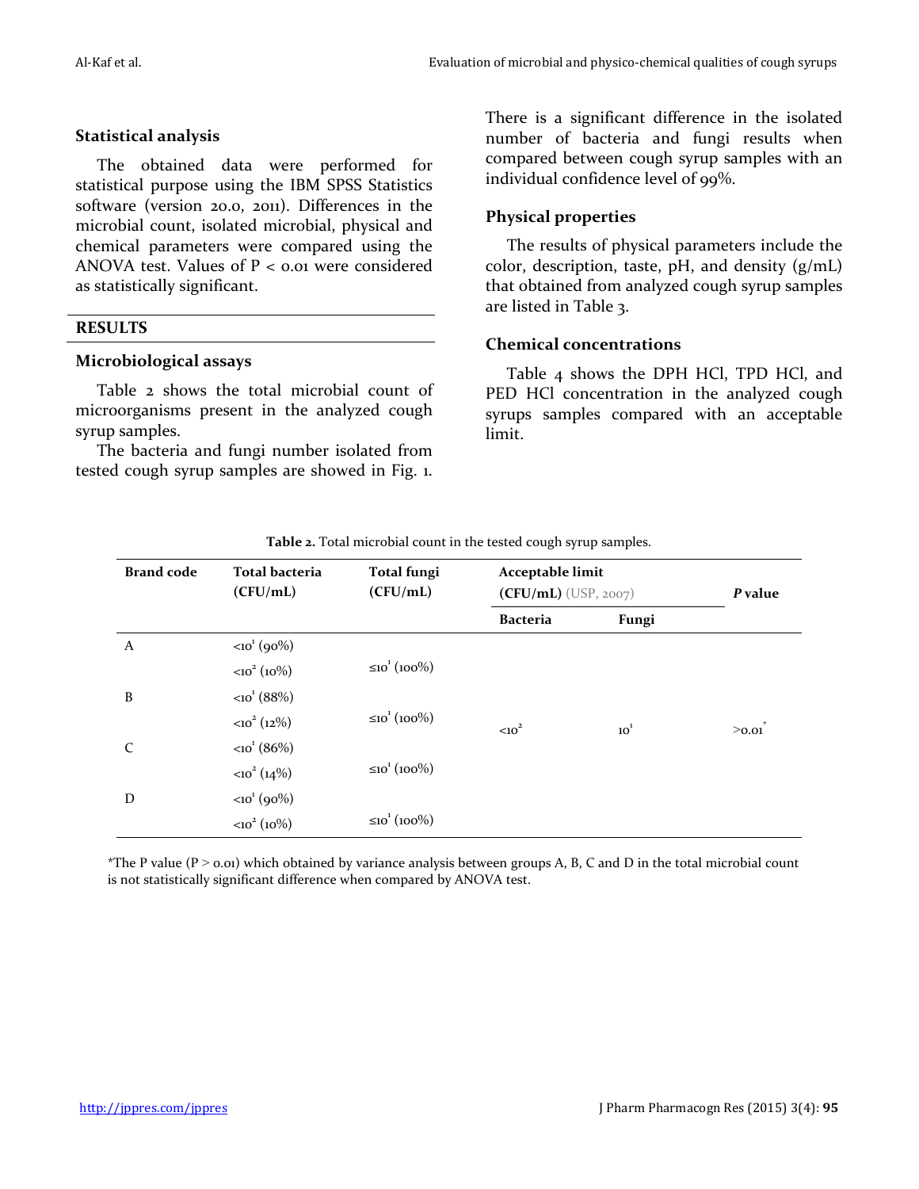### Statistical analysis

The obtained data were performed for statistical purpose using the IBM SPSS Statistics software (version 20.0, 2011). Differences in the microbial count, isolated microbial, physical and chemical parameters were compared using the ANOVA test. Values of $P < 0.01$ were considered as statistically significant.

## RESULTS

### Microbiological assays

Table 2 shows the total microbial count of microorganisms present in the analyzed cough syrup samples.

The bacteria and fungi number isolated from tested cough syrup samples are showed in Fig. 1.

There is a significant difference in the isolated number of bacteria and fungi results when compared between cough syrup samples with an individual confidence level of 99%.

### Physical properties

The results of physical parameters include the color, description, taste, pH, and density (g/mL) that obtained from analyzed cough syrup samples are listed in Table 3.

### Chemical concentrations

Table 4 shows the DPH HCl, TPD HCl, and PED HCl concentration in the analyzed cough syrups samples compared with an acceptable limit.

**Table 2.** Total microbial count in the tested cough syrup samples.

| Brand code | Total bacteria (CFU/mL) | Total fungi (CFU/mL) | Acceptable limit (CFU/mL) (USP, 2007) | | *P* value |
|---|---|---|---|---|---|
| | | | Bacteria | Fungi | |
| A | $<10^1$ (90%) | | | | |
| | $<10^2$ (10%) | $\leq10^1$ (100%) | | | |
| B | $<10^1$ (88%) | | | | |
| | $<10^2$ (12%) | $\leq10^1$ (100%) | $<10^2$ | $10^1$ | >0.01* |
| C | $<10^1$ (86%) | | | | |
| | $<10^2$ (14%) | $\leq10^1$ (100%) | | | |
| D | $<10^1$ (90%) | | | | |
| | $<10^2$ (10%) | $\leq10^1$ (100%) | | | |

*The P value ($P > 0.01$) which obtained by variance analysis between groups A, B, C and D in the total microbial count is not statistically significant difference when compared by ANOVA test.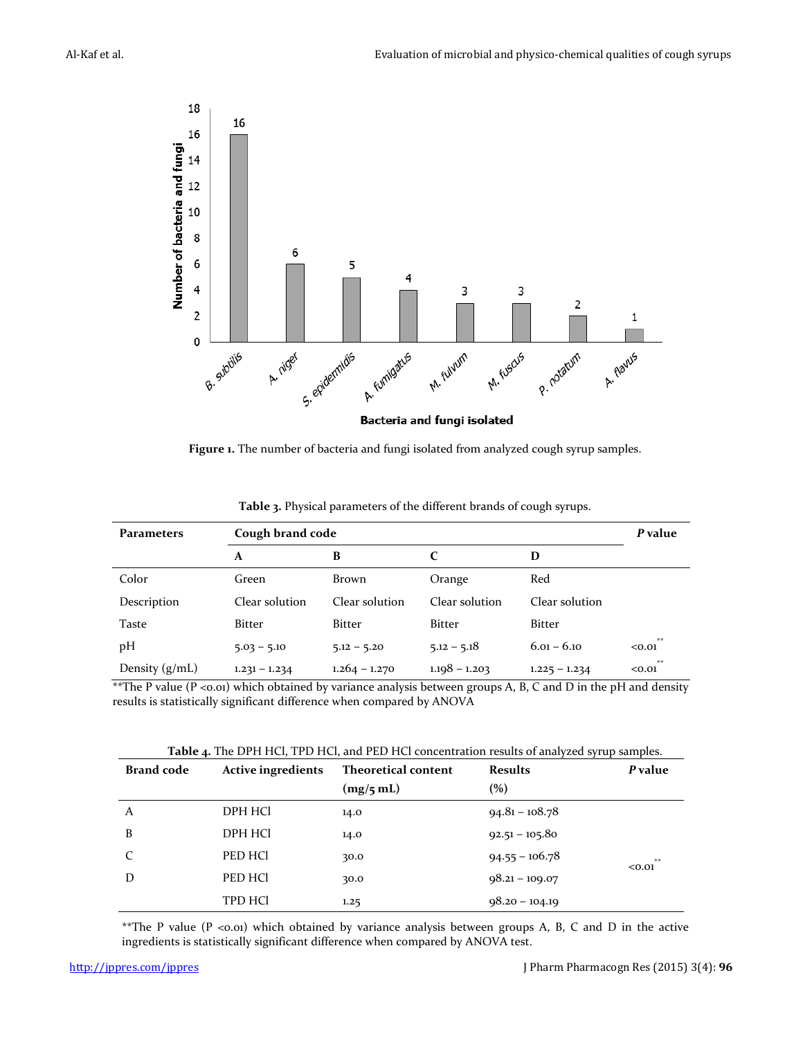**Figure 1.** The number of bacteria and fungi isolated from analyzed cough syrup samples.

**Table 3.** Physical parameters of the different brands of cough syrups.

| Parameters | Cough brand code | | | | *P* value |
|---|---|---|---|---|---|
| | A | B | C | D | |
| Color | Green | Brown | Orange | Red | |
| Description | Clear solution | Clear solution | Clear solution | Clear solution | |
| Taste | Bitter | Bitter | Bitter | Bitter | |
| pH | 5.03 – 5.10 | 5.12 – 5.20 | 5.12 – 5.18 | 6.01 – 6.10 | <0.01** |
| Density (g/mL) | 1.231 – 1.234 | 1.264 – 1.270 | 1.198 – 1.203 | 1.225 – 1.234 | <0.01** |

**The P value (P <0.01) which obtained by variance analysis between groups A, B, C and D in the pH and density results is statistically significant difference when compared by ANOVA

**Table 4.** The DPH HCl, TPD HCl, and PED HCl concentration results of analyzed syrup samples.

| Brand code | Active ingredients | Theoretical content (mg/5 mL) | Results (%) | *P* value |
|---|---|---|---|---|
| A | DPH HCl | 14.0 | 94.81 – 108.78 | |
| B | DPH HCl | 14.0 | 92.51 – 105.80 | |
| C | PED HCl | 30.0 | 94.55 – 106.78 | <0.01** |
| D | PED HCl | 30.0 | 98.21 – 109.07 | |
| | TPD HCl | 1.25 | 98.20 – 104.19 | |

**The P value (P <0.01) which obtained by variance analysis between groups A, B, C and D in the active ingredients is statistically significant difference when compared by ANOVA test.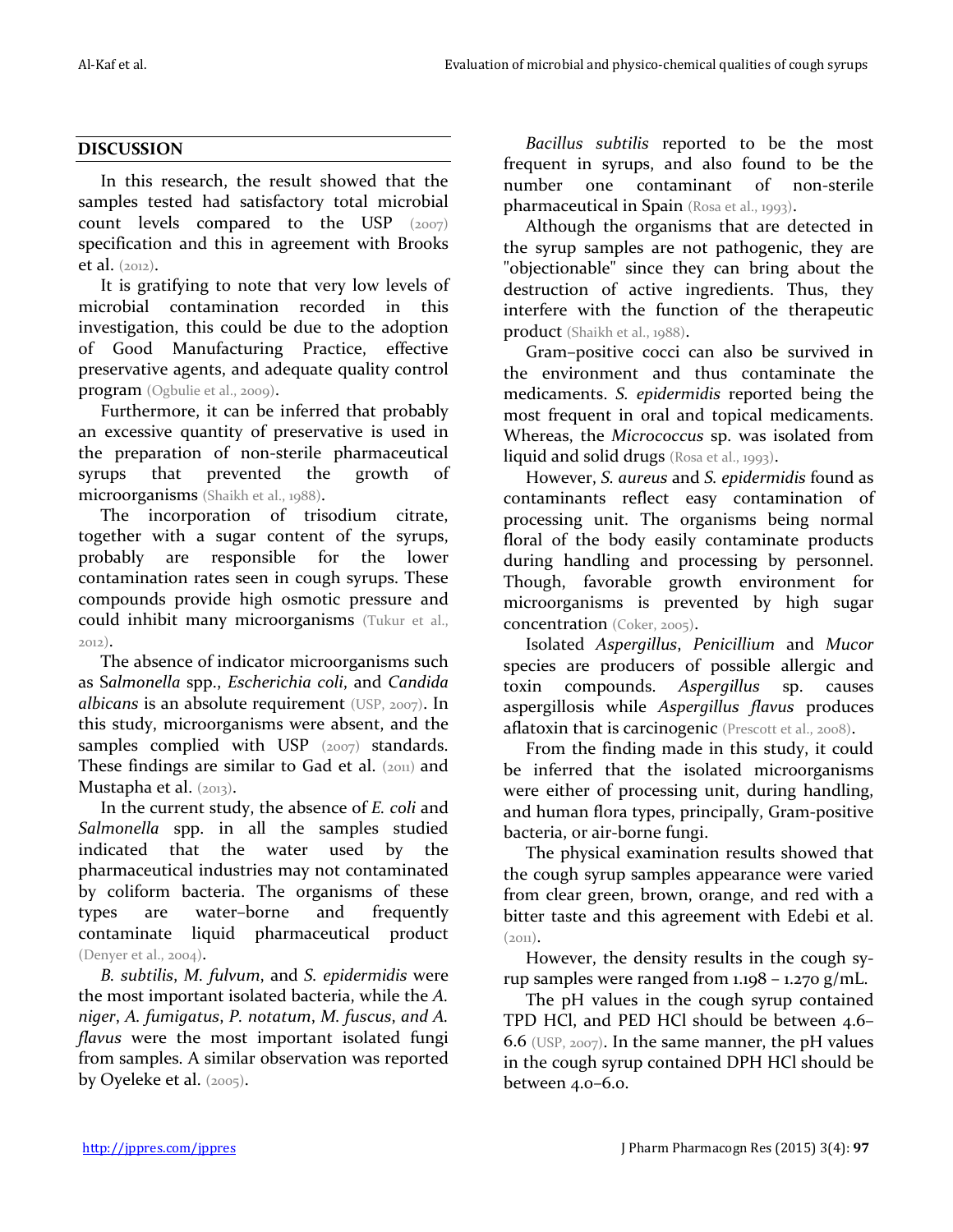## DISCUSSION

In this research, the result showed that the samples tested had satisfactory total microbial count levels compared to the USP (2007) specification and this in agreement with Brooks et al. (2012).

It is gratifying to note that very low levels of microbial contamination recorded in this investigation, this could be due to the adoption of Good Manufacturing Practice, effective preservative agents, and adequate quality control program (Ogbulie et al., 2009).

Furthermore, it can be inferred that probably an excessive quantity of preservative is used in the preparation of non-sterile pharmaceutical syrups that prevented the growth of microorganisms (Shaikh et al., 1988).

The incorporation of trisodium citrate, together with a sugar content of the syrups, probably are responsible for the lower contamination rates seen in cough syrups. These compounds provide high osmotic pressure and could inhibit many microorganisms (Tukur et al., 2012).

The absence of indicator microorganisms such as S*almonella* spp., *Escherichia coli,* and *Candida albicans* is an absolute requirement (USP, 2007). In this study, microorganisms were absent, and the samples complied with USP (2007) standards. These findings are similar to Gad et al. (2011) and Mustapha et al. (2013).

In the current study, the absence of *E. coli* and *Salmonella* spp. in all the samples studied indicated that the water used by the pharmaceutical industries may not contaminated by coliform bacteria. The organisms of these types are water–borne and frequently contaminate liquid pharmaceutical product (Denyer et al., 2004).

*B. subtilis*, *M. fulvum*, and *S. epidermidis* were the most important isolated bacteria, while the *A. niger*, *A. fumigatus*, *P. notatum*, *M. fuscus*, *and A. flavus* were the most important isolated fungi from samples. A similar observation was reported by Oyeleke et al. (2005).

*Bacillus subtilis* reported to be the most frequent in syrups, and also found to be the number one contaminant of non-sterile pharmaceutical in Spain (Rosa et al., 1993).

Although the organisms that are detected in the syrup samples are not pathogenic, they are "objectionable" since they can bring about the destruction of active ingredients. Thus, they interfere with the function of the therapeutic product (Shaikh et al., 1988).

Gram–positive cocci can also be survived in the environment and thus contaminate the medicaments. *S. epidermidis* reported being the most frequent in oral and topical medicaments. Whereas, the *Micrococcus* sp. was isolated from liquid and solid drugs (Rosa et al., 1993).

However, *S. aureus* and *S. epidermidis* found as contaminants reflect easy contamination of processing unit. The organisms being normal floral of the body easily contaminate products during handling and processing by personnel. Though, favorable growth environment for microorganisms is prevented by high sugar concentration (Coker, 2005).

Isolated *Aspergillus*, *Penicillium* and *Mucor* species are producers of possible allergic and toxin compounds. *Aspergillus* sp. causes aspergillosis while *Aspergillus flavus* produces aflatoxin that is carcinogenic (Prescott et al., 2008).

From the finding made in this study, it could be inferred that the isolated microorganisms were either of processing unit, during handling, and human flora types, principally, Gram-positive bacteria, or air-borne fungi.

The physical examination results showed that the cough syrup samples appearance were varied from clear green, brown, orange, and red with a bitter taste and this agreement with Edebi et al. (2011).

However, the density results in the cough syrup samples were ranged from 1.198 – 1.270 g/mL.

The pH values in the cough syrup contained TPD HCl, and PED HCl should be between 4.6–6.6 (USP, 2007). In the same manner, the pH values in the cough syrup contained DPH HCl should be between 4.0–6.0.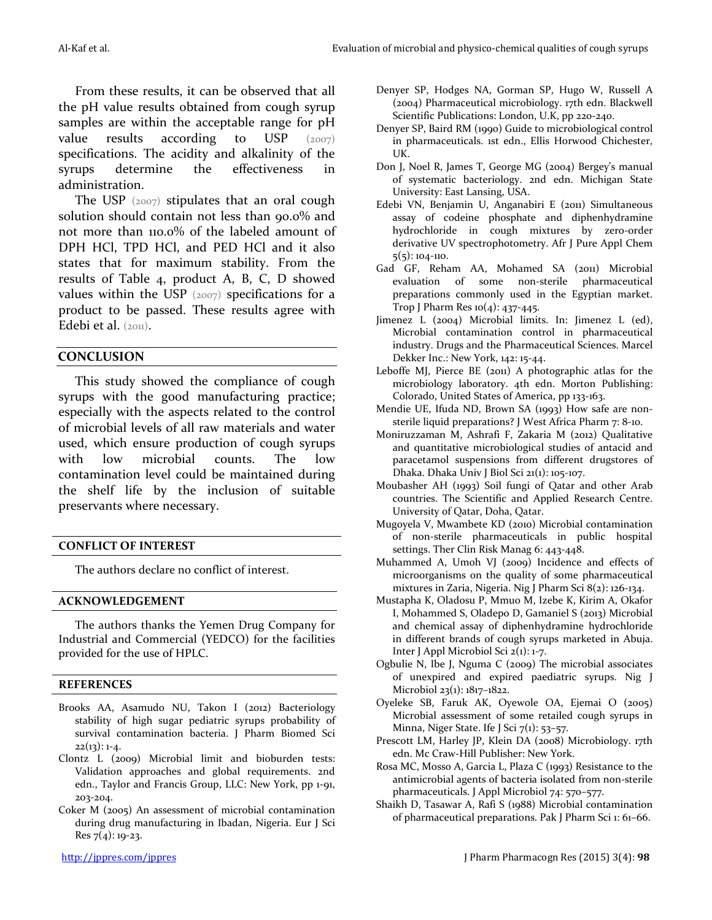From these results, it can be observed that all the pH value results obtained from cough syrup samples are within the acceptable range for pH value results according to USP (2007) specifications. The acidity and alkalinity of the syrups determine the effectiveness in administration.

The USP (2007) stipulates that an oral cough solution should contain not less than 90.0% and not more than 110.0% of the labeled amount of DPH HCl, TPD HCl, and PED HCl and it also states that for maximum stability. From the results of Table 4, product A, B, C, D showed values within the USP (2007) specifications for a product to be passed. These results agree with Edebi et al. (2011).

## CONCLUSION

This study showed the compliance of cough syrups with the good manufacturing practice; especially with the aspects related to the control of microbial levels of all raw materials and water used, which ensure production of cough syrups with low microbial counts. The low contamination level could be maintained during the shelf life by the inclusion of suitable preservants where necessary.

## CONFLICT OF INTEREST

The authors declare no conflict of interest.

## ACKNOWLEDGEMENT

The authors thanks the Yemen Drug Company for Industrial and Commercial (YEDCO) for the facilities provided for the use of HPLC.

## REFERENCES

Brooks AA, Asamudo NU, Takon I (2012) Bacteriology stability of high sugar pediatric syrups probability of survival contamination bacteria. J Pharm Biomed Sci 22(13): 1-4.

Clontz L (2009) Microbial limit and bioburden tests: Validation approaches and global requirements. 2nd edn., Taylor and Francis Group, LLC: New York, pp 1-91, 203-204.

Coker M (2005) An assessment of microbial contamination during drug manufacturing in Ibadan, Nigeria. Eur J Sci Res 7(4): 19-23.

Denyer SP, Hodges NA, Gorman SP, Hugo W, Russell A (2004) Pharmaceutical microbiology. 17th edn. Blackwell Scientific Publications: London, U.K, pp 220-240.

Denyer SP, Baird RM (1990) Guide to microbiological control in pharmaceuticals. 1st edn., Ellis Horwood Chichester, UK.

Don J, Noel R, James T, George MG (2004) Bergey's manual of systematic bacteriology. 2nd edn. Michigan State University: East Lansing, USA.

Edebi VN, Benjamin U, Anganabiri E (2011) Simultaneous assay of codeine phosphate and diphenhydramine hydrochloride in cough mixtures by zero-order derivative UV spectrophotometry. Afr J Pure Appl Chem 5(5): 104-110.

Gad GF, Reham AA, Mohamed SA (2011) Microbial evaluation of some non-sterile pharmaceutical preparations commonly used in the Egyptian market. Trop J Pharm Res 10(4): 437-445.

Jimenez L (2004) Microbial limits. In: Jimenez L (ed), Microbial contamination control in pharmaceutical industry. Drugs and the Pharmaceutical Sciences. Marcel Dekker Inc.: New York, 142: 15-44.

Leboffe MJ, Pierce BE (2011) A photographic atlas for the microbiology laboratory. 4th edn. Morton Publishing: Colorado, United States of America, pp 133-163.

Mendie UE, Ifuda ND, Brown SA (1993) How safe are non-sterile liquid preparations? J West Africa Pharm 7: 8-10.

Moniruzzaman M, Ashrafi F, Zakaria M (2012) Qualitative and quantitative microbiological studies of antacid and paracetamol suspensions from different drugstores of Dhaka. Dhaka Univ J Biol Sci 21(1): 105-107.

Moubasher AH (1993) Soil fungi of Qatar and other Arab countries. The Scientific and Applied Research Centre. University of Qatar, Doha, Qatar.

Mugoyela V, Mwambete KD (2010) Microbial contamination of non-sterile pharmaceuticals in public hospital settings. Ther Clin Risk Manag 6: 443-448.

Muhammed A, Umoh VJ (2009) Incidence and effects of microorganisms on the quality of some pharmaceutical mixtures in Zaria, Nigeria. Nig J Pharm Sci 8(2): 126-134.

Mustapha K, Oladosu P, Mmuo M, Izebe K, Kirim A, Okafor I, Mohammed S, Oladepo D, Gamaniel S (2013) Microbial and chemical assay of diphenhydramine hydrochloride in different brands of cough syrups marketed in Abuja. Inter J Appl Microbiol Sci 2(1): 1-7.

Ogbulie N, Ibe J, Nguma C (2009) The microbial associates of unexpired and expired paediatric syrups. Nig J Microbiol 23(1): 1817–1822.

Oyeleke SB, Faruk AK, Oyewole OA, Ejemai O (2005) Microbial assessment of some retailed cough syrups in Minna, Niger State. Ife J Sci 7(1): 53–57.

Prescott LM, Harley JP, Klein DA (2008) Microbiology. 17th edn. Mc Craw-Hill Publisher: New York.

Rosa MC, Mosso A, Garcia L, Plaza C (1993) Resistance to the antimicrobial agents of bacteria isolated from non-sterile pharmaceuticals. J Appl Microbiol 74: 570–577.

Shaikh D, Tasawar A, Rafi S (1988) Microbial contamination of pharmaceutical preparations. Pak J Pharm Sci 1: 61–66.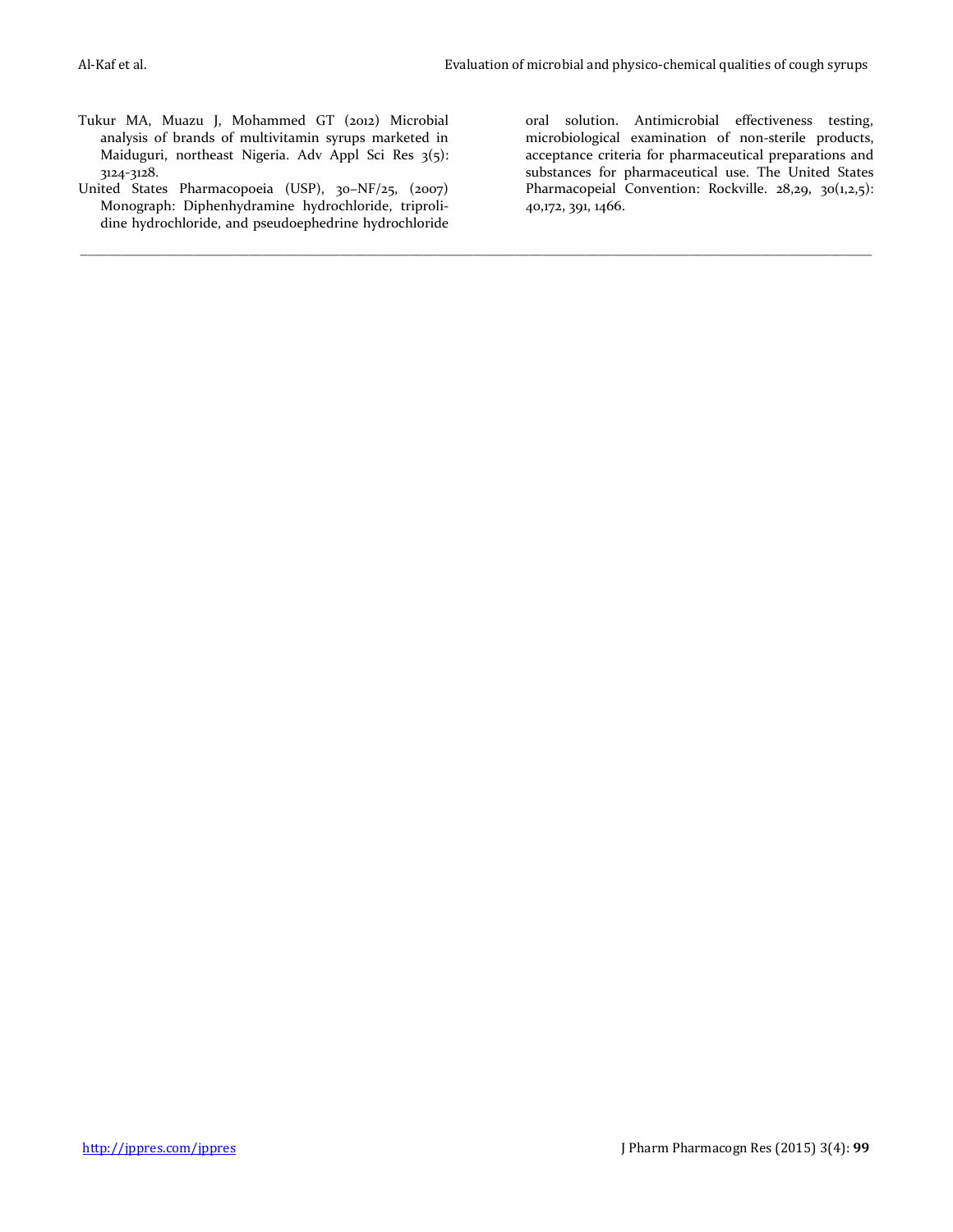Tukur MA, Muazu J, Mohammed GT (2012) Microbial analysis of brands of multivitamin syrups marketed in Maiduguri, northeast Nigeria. Adv Appl Sci Res 3(5): 3124-3128.

United States Pharmacopoeia (USP), 30–NF/25, (2007) Monograph: Diphenhydramine hydrochloride, triprolidine hydrochloride, and pseudoephedrine hydrochloride oral solution. Antimicrobial effectiveness testing, microbiological examination of non-sterile products, acceptance criteria for pharmaceutical preparations and substances for pharmaceutical use. The United States Pharmacopeial Convention: Rockville. 28,29, 30(1,2,5): 40,172, 391, 1466.